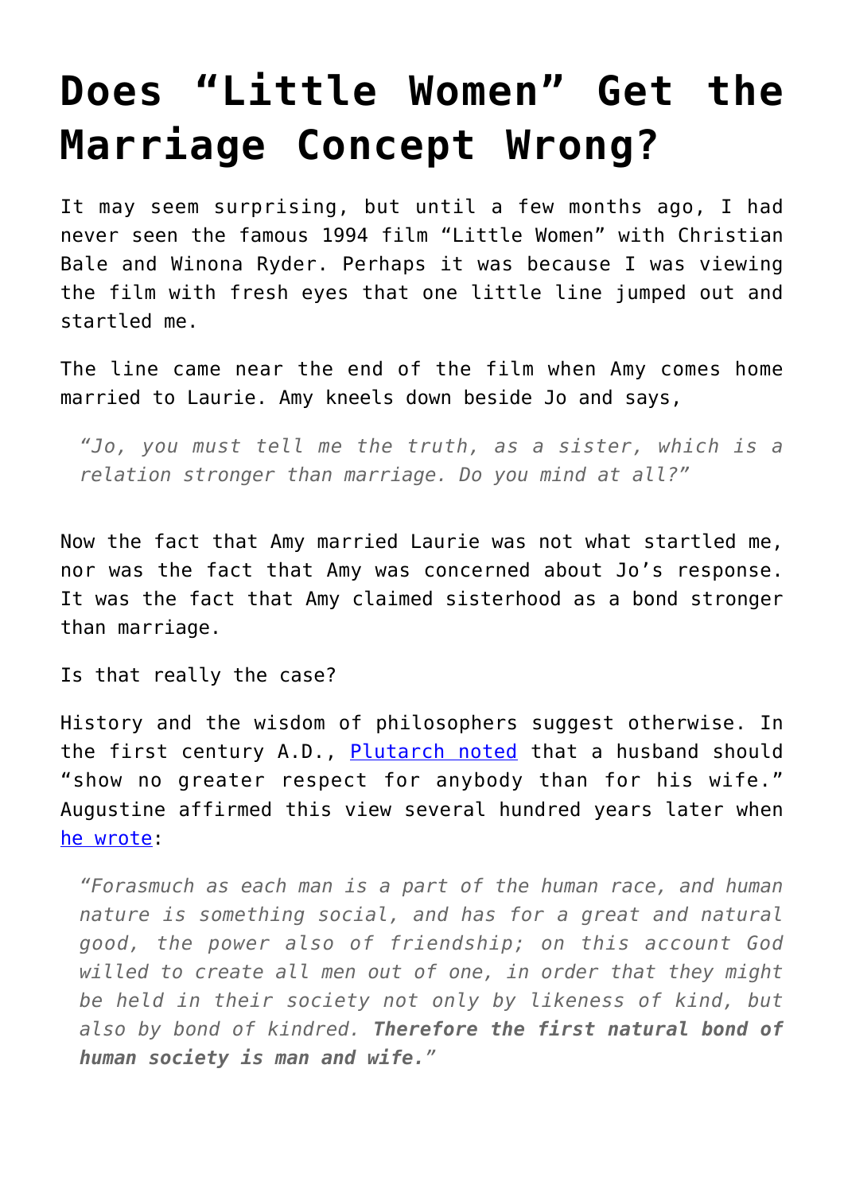# Does "Little Women" Get the Marriage Concept Wrong?

It may seem surprising, but until a few months ago, I had never seen the famous 1994 film "Little Women" with Christian Bale and Winona Ryder. Perhaps it was because I was viewing the film with fresh eyes that one little line jumped out and startled me.

The line came near the end of the film when Amy comes home married to Laurie. Amy kneels down beside Jo and says,

> *"Jo, you must tell me the truth, as a sister, which is a relation stronger than marriage. Do you mind at all?"*

Now the fact that Amy married Laurie was not what startled me, nor was the fact that Amy was concerned about Jo's response. It was the fact that Amy claimed sisterhood as a bond stronger than marriage.

Is that really the case?

History and the wisdom of philosophers suggest otherwise. In the first century A.D., Plutarch noted that a husband should "show no greater respect for anybody than for his wife." Augustine affirmed this view several hundred years later when he wrote:

> *"Forasmuch as each man is a part of the human race, and human nature is something social, and has for a great and natural good, the power also of friendship; on this account God willed to create all men out of one, in order that they might be held in their society not only by likeness of kind, but also by bond of kindred.* ***Therefore the first natural bond of human society is man and wife.****"*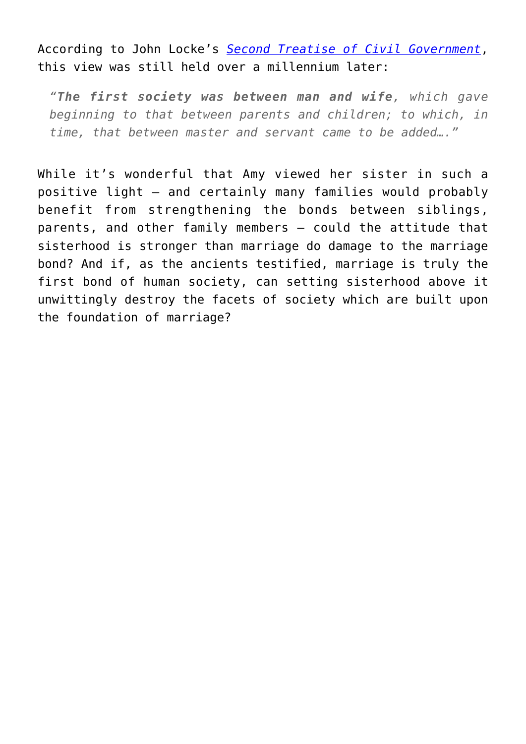According to John Locke's [*Second Treatise of Civil Government*](), this view was still held over a millennium later:

> *"**The first society was between man and wife**, which gave beginning to that between parents and children; to which, in time, that between master and servant came to be added…."*

While it's wonderful that Amy viewed her sister in such a positive light – and certainly many families would probably benefit from strengthening the bonds between siblings, parents, and other family members – could the attitude that sisterhood is stronger than marriage do damage to the marriage bond? And if, as the ancients testified, marriage is truly the first bond of human society, can setting sisterhood above it unwittingly destroy the facets of society which are built upon the foundation of marriage?